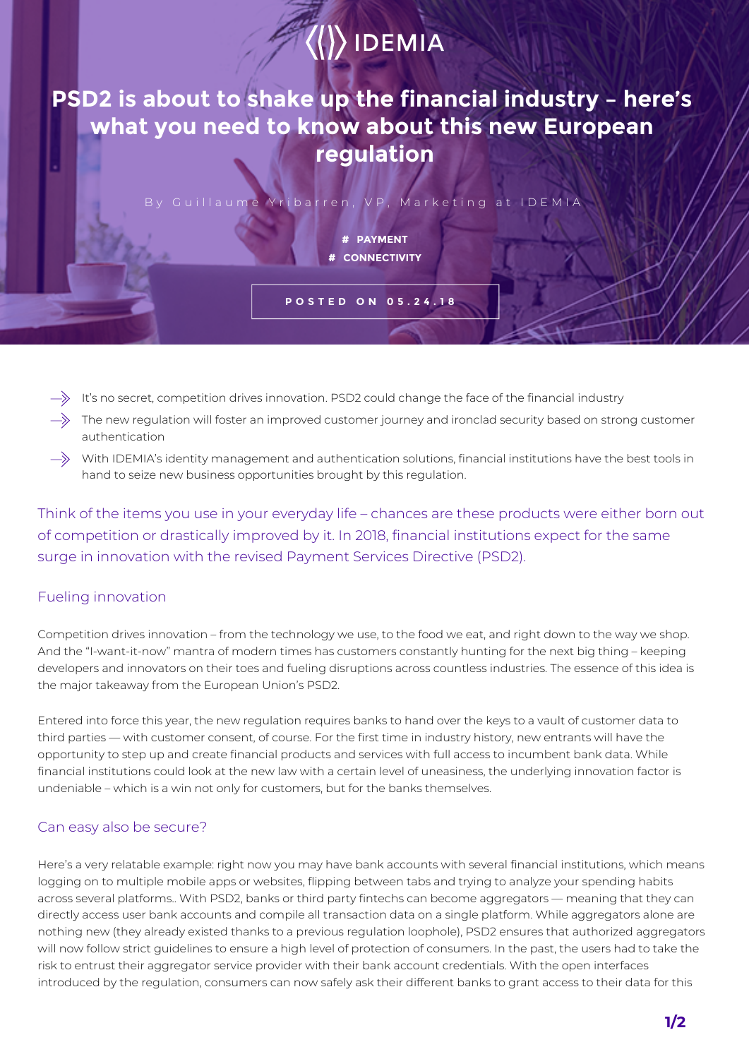IDEMIA

# PSD2 is about to shake up the financial industry – here's what you need to know about this new European regulation

By Guillaume Yribarren, VP, Marketing at IDEMIA

# PAYMENT
# CONNECTIVITY

POSTED ON 05.24.18

- It's no secret, competition drives innovation. PSD2 could change the face of the financial industry
- The new regulation will foster an improved customer journey and ironclad security based on strong customer authentication
- With IDEMIA's identity management and authentication solutions, financial institutions have the best tools in hand to seize new business opportunities brought by this regulation.

Think of the items you use in your everyday life – chances are these products were either born out of competition or drastically improved by it. In 2018, financial institutions expect for the same surge in innovation with the revised Payment Services Directive (PSD2).

## Fueling innovation

Competition drives innovation – from the technology we use, to the food we eat, and right down to the way we shop. And the "I-want-it-now" mantra of modern times has customers constantly hunting for the next big thing – keeping developers and innovators on their toes and fueling disruptions across countless industries. The essence of this idea is the major takeaway from the European Union's PSD2.

Entered into force this year, the new regulation requires banks to hand over the keys to a vault of customer data to third parties — with customer consent, of course. For the first time in industry history, new entrants will have the opportunity to step up and create financial products and services with full access to incumbent bank data. While financial institutions could look at the new law with a certain level of uneasiness, the underlying innovation factor is undeniable – which is a win not only for customers, but for the banks themselves.

## Can easy also be secure?

Here's a very relatable example: right now you may have bank accounts with several financial institutions, which means logging on to multiple mobile apps or websites, flipping between tabs and trying to analyze your spending habits across several platforms.. With PSD2, banks or third party fintechs can become aggregators — meaning that they can directly access user bank accounts and compile all transaction data on a single platform. While aggregators alone are nothing new (they already existed thanks to a previous regulation loophole), PSD2 ensures that authorized aggregators will now follow strict guidelines to ensure a high level of protection of consumers. In the past, the users had to take the risk to entrust their aggregator service provider with their bank account credentials. With the open interfaces introduced by the regulation, consumers can now safely ask their different banks to grant access to their data for this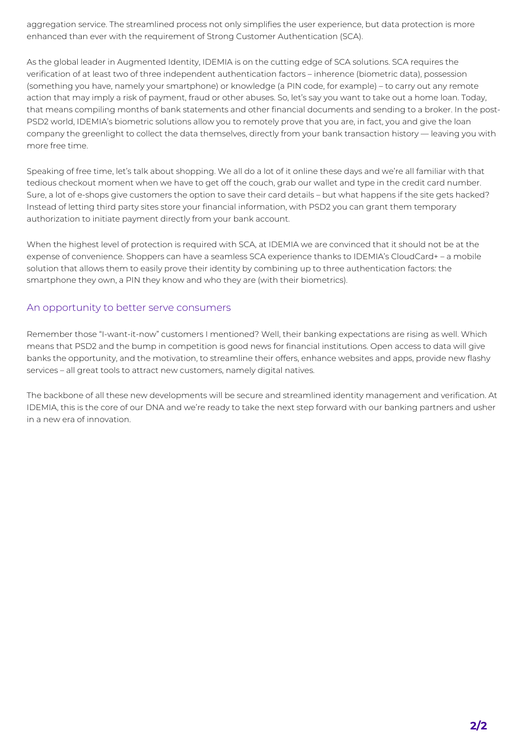aggregation service. The streamlined process not only simplifies the user experience, but data protection is more enhanced than ever with the requirement of Strong Customer Authentication (SCA).

As the global leader in Augmented Identity, IDEMIA is on the cutting edge of SCA solutions. SCA requires the verification of at least two of three independent authentication factors – inherence (biometric data), possession (something you have, namely your smartphone) or knowledge (a PIN code, for example) – to carry out any remote action that may imply a risk of payment, fraud or other abuses. So, let's say you want to take out a home loan. Today, that means compiling months of bank statements and other financial documents and sending to a broker. In the post-PSD2 world, IDEMIA's biometric solutions allow you to remotely prove that you are, in fact, you and give the loan company the greenlight to collect the data themselves, directly from your bank transaction history — leaving you with more free time.

Speaking of free time, let's talk about shopping. We all do a lot of it online these days and we're all familiar with that tedious checkout moment when we have to get off the couch, grab our wallet and type in the credit card number. Sure, a lot of e-shops give customers the option to save their card details – but what happens if the site gets hacked? Instead of letting third party sites store your financial information, with PSD2 you can grant them temporary authorization to initiate payment directly from your bank account.

When the highest level of protection is required with SCA, at IDEMIA we are convinced that it should not be at the expense of convenience. Shoppers can have a seamless SCA experience thanks to IDEMIA's CloudCard+ – a mobile solution that allows them to easily prove their identity by combining up to three authentication factors: the smartphone they own, a PIN they know and who they are (with their biometrics).

## An opportunity to better serve consumers

Remember those "I-want-it-now" customers I mentioned? Well, their banking expectations are rising as well. Which means that PSD2 and the bump in competition is good news for financial institutions. Open access to data will give banks the opportunity, and the motivation, to streamline their offers, enhance websites and apps, provide new flashy services – all great tools to attract new customers, namely digital natives.

The backbone of all these new developments will be secure and streamlined identity management and verification. At IDEMIA, this is the core of our DNA and we're ready to take the next step forward with our banking partners and usher in a new era of innovation.